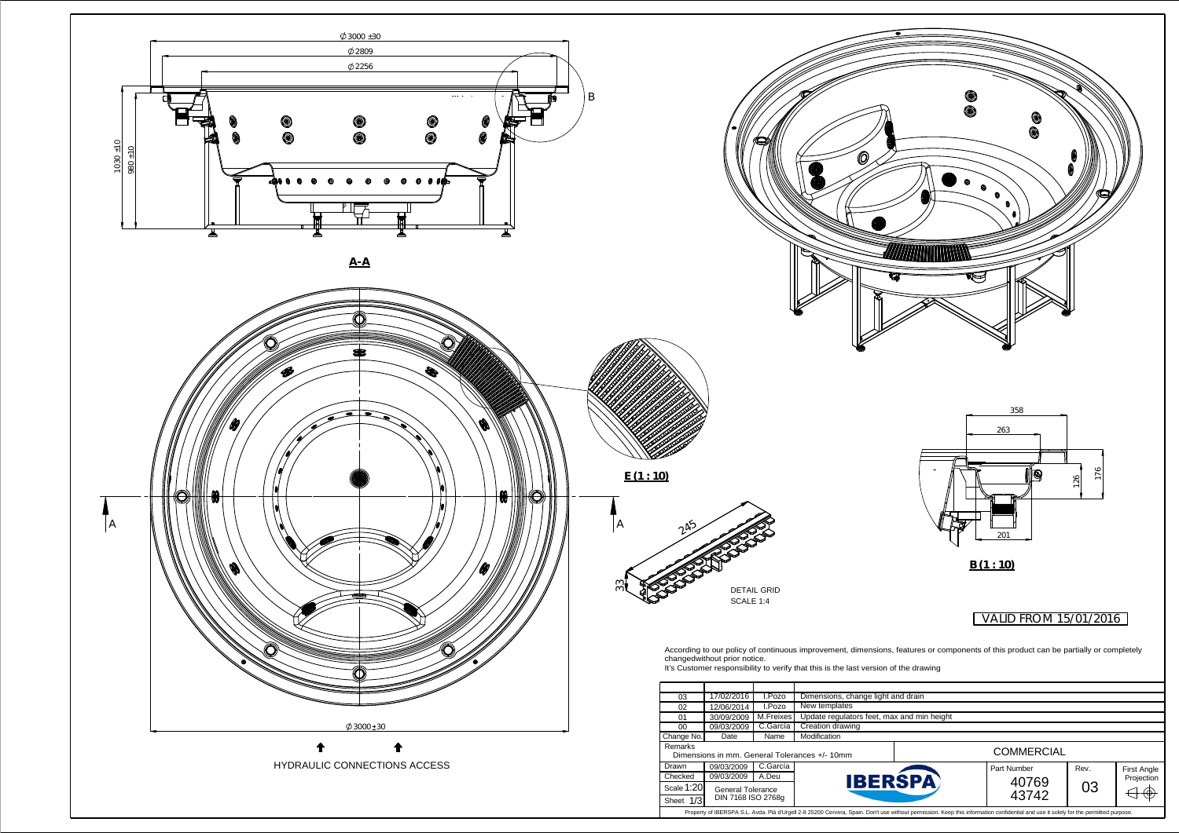Ø3000 ±30

Ø2809

Ø2256

1030 ±10

980 ±10

B

A-A

E (1 : 10)

A

A

245

33

DETAIL GRID
SCALE 1:4

358

263

126

176

201

B (1 : 10)

Ø3000±30

HYDRAULIC CONNECTIONS ACCESS

VALID FROM 15/01/2016

According to our policy of continuous improvement, dimensions, features or components of this product can be partially or completely changedwithout prior notice.
It's Customer responsibility to verify that this is the last version of the drawing

| Change No. | Date | Name | Modification |
|---|---|---|---|
| 03 | 17/02/2016 | I.Pozo | Dimensions, change light and drain |
| 02 | 12/06/2014 | I.Pozo | New templates |
| 01 | 30/09/2009 | M.Freixes | Update regulators feet, max and min height |
| 00 | 09/03/2009 | C.Garcia | Creation drawing |

Remarks
Dimensions in mm. General Tolerances +/- 10mm

COMMERCIAL

| | | |
|---|---|---|
| Drawn | 09/03/2009 | C.García |
| Checked | 09/03/2009 | A.Deu |
| Scale 1:20 | General Tolerance DIN 7168 ISO 2768g | |
| Sheet 1/3 | | |

IBERSPA

Part Number: 40769 43742

Rev.: 03

First Angle Projection

Property of IBERSPA S.L. Avda. Plà d'Urgell 2-8 25200 Cervera, Spain. Don't use without permission. Keep this information confidential and use it solely for the permitted purpose.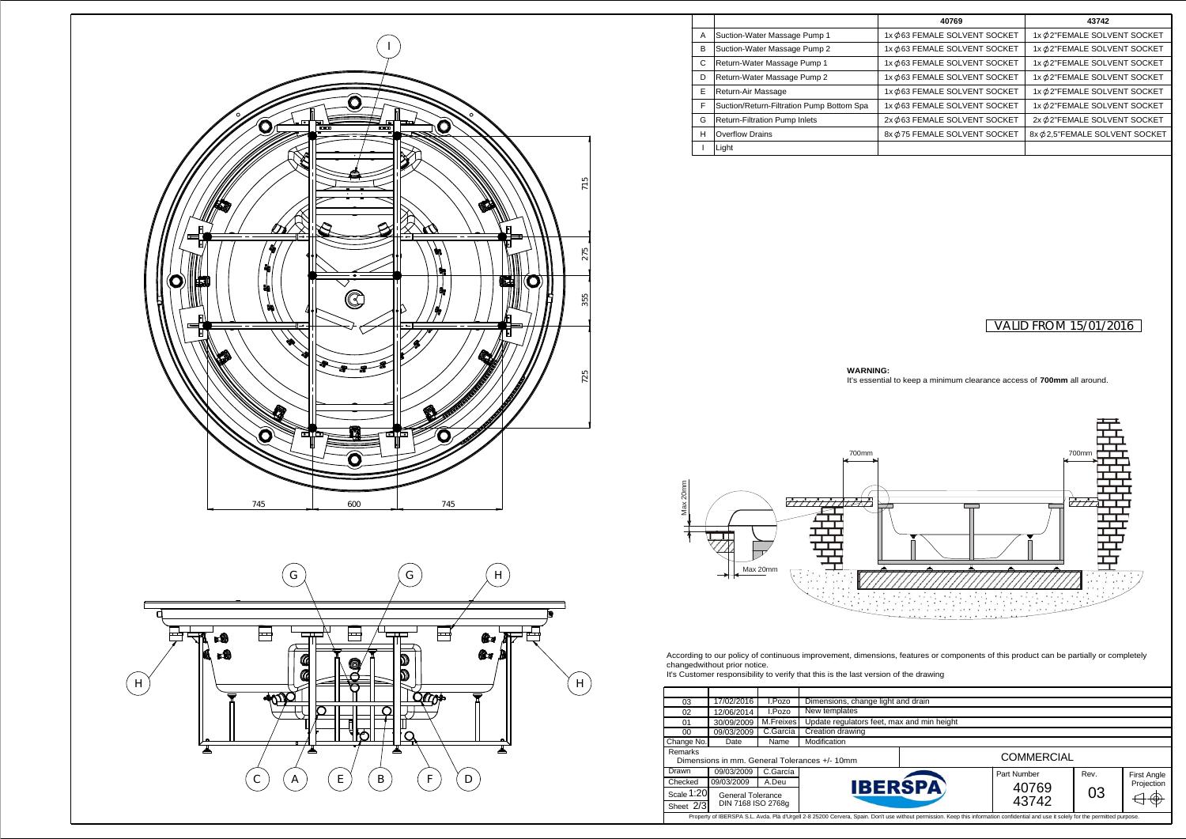| | | 40769 | 43742 |
|---|---|---|---|
| A | Suction-Water Massage Pump 1 | 1x ϕ63 FEMALE SOLVENT SOCKET | 1x ϕ2"FEMALE SOLVENT SOCKET |
| B | Suction-Water Massage Pump 2 | 1x ϕ63 FEMALE SOLVENT SOCKET | 1x ϕ2"FEMALE SOLVENT SOCKET |
| C | Return-Water Massage Pump 1 | 1x ϕ63 FEMALE SOLVENT SOCKET | 1x ϕ2"FEMALE SOLVENT SOCKET |
| D | Return-Water Massage Pump 2 | 1x ϕ63 FEMALE SOLVENT SOCKET | 1x ϕ2"FEMALE SOLVENT SOCKET |
| E | Return-Air Massage | 1x ϕ63 FEMALE SOLVENT SOCKET | 1x ϕ2"FEMALE SOLVENT SOCKET |
| F | Suction/Return-Filtration Pump Bottom Spa | 1x ϕ63 FEMALE SOLVENT SOCKET | 1x ϕ2"FEMALE SOLVENT SOCKET |
| G | Return-Filtration Pump Inlets | 2x ϕ63 FEMALE SOLVENT SOCKET | 2x ϕ2"FEMALE SOLVENT SOCKET |
| H | Overflow Drains | 8x ϕ75 FEMALE SOLVENT SOCKET | 8x ϕ2,5"FEMALE SOLVENT SOCKET |
| I | Light | | |

VALID FROM 15/01/2016

**WARNING:**
It's essential to keep a minimum clearance access of **700mm** all around.

700mm 700mm Max 20mm Max 20mm

715 275 355 725

745 600 745

According to our policy of continuous improvement, dimensions, features or components of this product can be partially or completely changedwithout prior notice.
It's Customer responsibility to verify that this is the last version of the drawing

| Change No. | Date | Name | Modification |
|---|---|---|---|
| 03 | 17/02/2016 | I.Pozo | Dimensions, change light and drain |
| 02 | 12/06/2014 | I.Pozo | New templates |
| 01 | 30/09/2009 | M.Freixes | Update regulators feet, max and min height |
| 00 | 09/03/2009 | C.García | Creation drawing |

Remarks
Dimensions in mm. General Tolerances +/- 10mm

COMMERCIAL

| | | | |
|---|---|---|---|
| Drawn | 09/03/2009 | C.García | |
| Checked | 09/03/2009 | A.Deu | |
| Scale 1:20 | General Tolerance DIN 7168 ISO 2768g | | |
| Sheet 2/3 | | | |

IBERSPA

Part Number: 40769 43742
Rev.: 03
First Angle Projection

Property of IBERSPA S.L. Avda. Plà d'Urgell 2-8 25200 Cervera, Spain. Don't use without permission. Keep this information confidential and use it solely for the permitted purpose.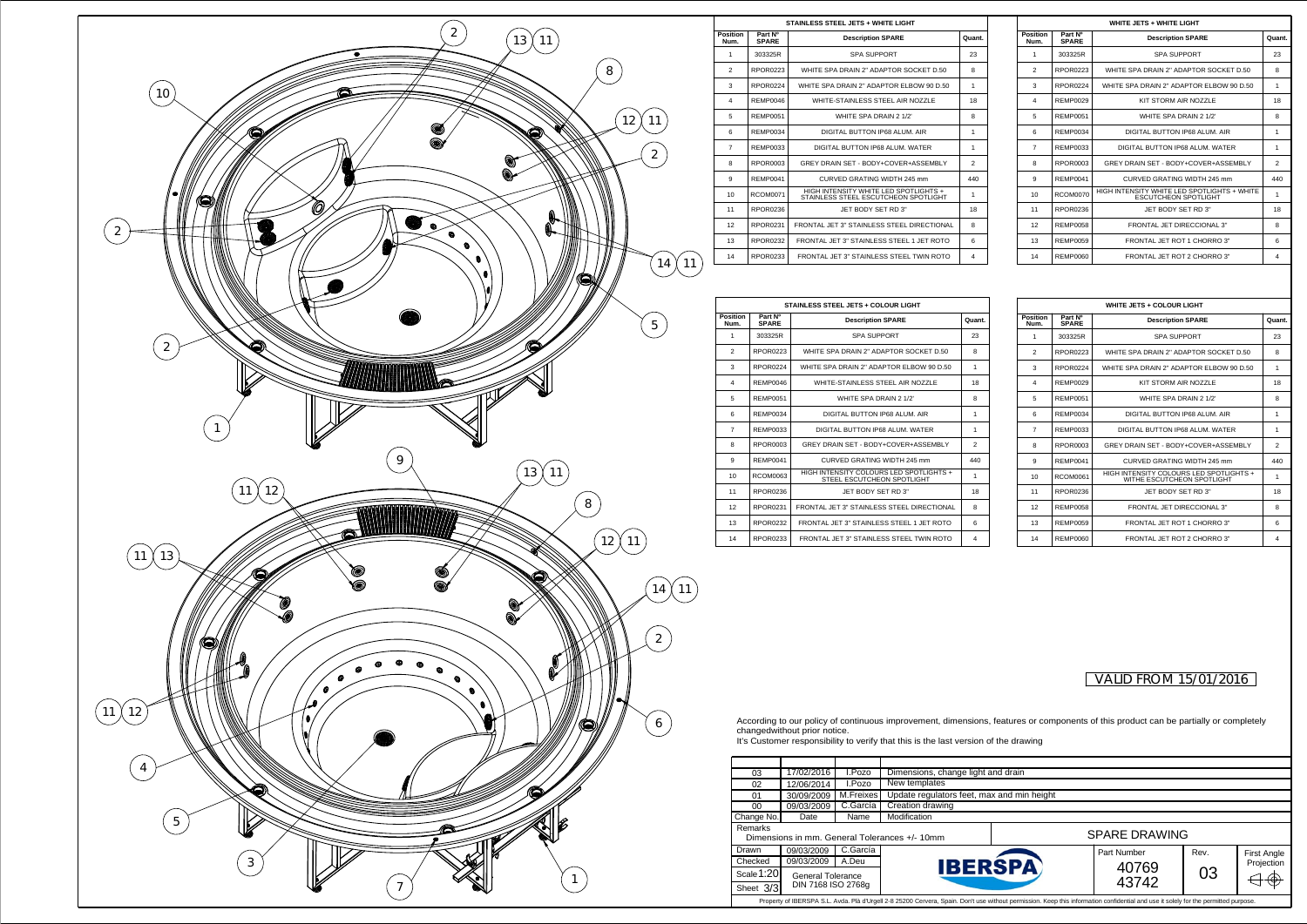## STAINLESS STEEL JETS + WHITE LIGHT

| Position Num. | Part Nº SPARE | Description SPARE | Quant. |
|---|---|---|---|
| 1 | 303325R | SPA SUPPORT | 23 |
| 2 | RPOR0223 | WHITE SPA DRAIN 2" ADAPTOR SOCKET D.50 | 8 |
| 3 | RPOR0224 | WHITE SPA DRAIN 2" ADAPTOR ELBOW 90 D.50 | 1 |
| 4 | REMP0046 | WHITE-STAINLESS STEEL AIR NOZZLE | 18 |
| 5 | REMP0051 | WHITE SPA DRAIN 2 1/2' | 8 |
| 6 | REMP0034 | DIGITAL BUTTON IP68 ALUM. AIR | 1 |
| 7 | REMP0033 | DIGITAL BUTTON IP68 ALUM. WATER | 1 |
| 8 | RPOR0003 | GREY DRAIN SET - BODY+COVER+ASSEMBLY | 2 |
| 9 | REMP0041 | CURVED GRATING WIDTH 245 mm | 440 |
| 10 | RCOM0071 | HIGH INTENSITY WHITE LED SPOTLIGHTS + STAINLESS STEEL ESCUTCHEON SPOTLIGHT | 1 |
| 11 | RPOR0236 | JET BODY SET RD 3" | 18 |
| 12 | RPOR0231 | FRONTAL JET 3" STAINLESS STEEL DIRECTIONAL | 8 |
| 13 | RPOR0232 | FRONTAL JET 3" STAINLESS STEEL 1 JET ROTO | 6 |
| 14 | RPOR0233 | FRONTAL JET 3" STAINLESS STEEL TWIN ROTO | 4 |

## WHITE JETS + WHITE LIGHT

| Position Num. | Part Nº SPARE | Description SPARE | Quant. |
|---|---|---|---|
| 1 | 303325R | SPA SUPPORT | 23 |
| 2 | RPOR0223 | WHITE SPA DRAIN 2" ADAPTOR SOCKET D.50 | 8 |
| 3 | RPOR0224 | WHITE SPA DRAIN 2" ADAPTOR ELBOW 90 D.50 | 1 |
| 4 | REMP0029 | KIT STORM AIR NOZZLE | 18 |
| 5 | REMP0051 | WHITE SPA DRAIN 2 1/2' | 8 |
| 6 | REMP0034 | DIGITAL BUTTON IP68 ALUM. AIR | 1 |
| 7 | REMP0033 | DIGITAL BUTTON IP68 ALUM. WATER | 1 |
| 8 | RPOR0003 | GREY DRAIN SET - BODY+COVER+ASSEMBLY | 2 |
| 9 | REMP0041 | CURVED GRATING WIDTH 245 mm | 440 |
| 10 | RCOM0070 | HIGH INTENSITY WHITE LED SPOTLIGHTS + WHITE ESCUTCHEON SPOTLIGHT | 1 |
| 11 | RPOR0236 | JET BODY SET RD 3" | 18 |
| 12 | REMP0058 | FRONTAL JET DIRECCIONAL 3" | 8 |
| 13 | REMP0059 | FRONTAL JET ROT 1 CHORRO 3" | 6 |
| 14 | REMP0060 | FRONTAL JET ROT 2 CHORRO 3" | 4 |

## STAINLESS STEEL JETS + COLOUR LIGHT

| Position Num. | Part Nº SPARE | Description SPARE | Quant. |
|---|---|---|---|
| 1 | 303325R | SPA SUPPORT | 23 |
| 2 | RPOR0223 | WHITE SPA DRAIN 2" ADAPTOR SOCKET D.50 | 8 |
| 3 | RPOR0224 | WHITE SPA DRAIN 2" ADAPTOR ELBOW 90 D.50 | 1 |
| 4 | REMP0046 | WHITE-STAINLESS STEEL AIR NOZZLE | 18 |
| 5 | REMP0051 | WHITE SPA DRAIN 2 1/2' | 8 |
| 6 | REMP0034 | DIGITAL BUTTON IP68 ALUM. AIR | 1 |
| 7 | REMP0033 | DIGITAL BUTTON IP68 ALUM. WATER | 1 |
| 8 | RPOR0003 | GREY DRAIN SET - BODY+COVER+ASSEMBLY | 2 |
| 9 | REMP0041 | CURVED GRATING WIDTH 245 mm | 440 |
| 10 | RCOM0063 | HIGH INTENSITY COLOURS LED SPOTLIGHTS + STEEL ESCUTCHEON SPOTLIGHT | 1 |
| 11 | RPOR0236 | JET BODY SET RD 3" | 18 |
| 12 | RPOR0231 | FRONTAL JET 3" STAINLESS STEEL DIRECTIONAL | 8 |
| 13 | RPOR0232 | FRONTAL JET 3" STAINLESS STEEL 1 JET ROTO | 6 |
| 14 | RPOR0233 | FRONTAL JET 3" STAINLESS STEEL TWIN ROTO | 4 |

## WHITE JETS + COLOUR LIGHT

| Position Num. | Part Nº SPARE | Description SPARE | Quant. |
|---|---|---|---|
| 1 | 303325R | SPA SUPPORT | 23 |
| 2 | RPOR0223 | WHITE SPA DRAIN 2" ADAPTOR SOCKET D.50 | 8 |
| 3 | RPOR0224 | WHITE SPA DRAIN 2" ADAPTOR ELBOW 90 D.50 | 1 |
| 4 | REMP0029 | KIT STORM AIR NOZZLE | 18 |
| 5 | REMP0051 | WHITE SPA DRAIN 2 1/2' | 8 |
| 6 | REMP0034 | DIGITAL BUTTON IP68 ALUM. AIR | 1 |
| 7 | REMP0033 | DIGITAL BUTTON IP68 ALUM. WATER | 1 |
| 8 | RPOR0003 | GREY DRAIN SET - BODY+COVER+ASSEMBLY | 2 |
| 9 | REMP0041 | CURVED GRATING WIDTH 245 mm | 440 |
| 10 | RCOM0061 | HIGH INTENSITY COLOURS LED SPOTLIGHTS + WITHE ESCUTCHEON SPOTLIGHT | 1 |
| 11 | RPOR0236 | JET BODY SET RD 3" | 18 |
| 12 | REMP0058 | FRONTAL JET DIRECCIONAL 3" | 8 |
| 13 | REMP0059 | FRONTAL JET ROT 1 CHORRO 3" | 6 |
| 14 | REMP0060 | FRONTAL JET ROT 2 CHORRO 3" | 4 |

VALID FROM 15/01/2016

According to our policy of continuous improvement, dimensions, features or components of this product can be partially or completely changedwithout prior notice.
It's Customer responsibility to verify that this is the last version of the drawing

| Change No. | Date | Name | Modification |
|---|---|---|---|
| 03 | 17/02/2016 | I.Pozo | Dimensions, change light and drain |
| 02 | 12/06/2014 | I.Pozo | New templates |
| 01 | 30/09/2009 | M.Freixes | Update regulators feet, max and min height |
| 00 | 09/03/2009 | C.Garcia | Creation drawing |

Remarks
Dimensions in mm. General Tolerances +/- 10mm

| | | |
|---|---|---|
| Drawn | 09/03/2009 | C.García |
| Checked | 09/03/2009 | A.Deu |
| Scale 1:20 | General Tolerance DIN 7168 ISO 2768g | |
| Sheet 3/3 | | |

IBERSPA

SPARE DRAWING

| Part Number | Rev. | First Angle Projection |
|---|---|---|
| 40769 43742 | 03 | |

Property of IBERSPA S.L. Avda. Plà d'Urgell 2-8 25200 Cervera, Spain. Don't use without permission. Keep this information confidential and use it solely for the permitted purpose.